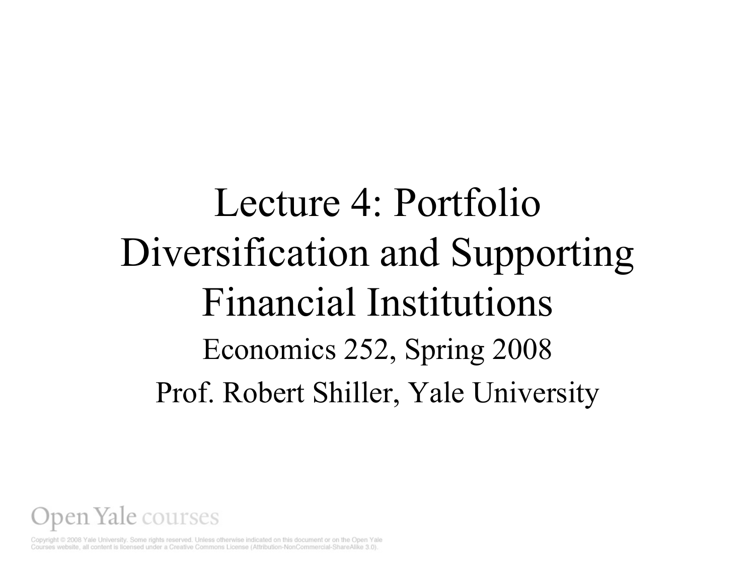# Lecture 4: Portfolio Diversification and Supporting Financial Institutions

Economics 252, Spring 2008

Prof. Robert Shiller, Yale University

Open Yale courses

Copyright © 2008 Yale University. Some rights reserved. Unless otherwise indicated on this document or on the Open Yale Courses website, all content is licensed under a Creative Commons License (Attribution-NonCommercial-ShareAlike 3.0).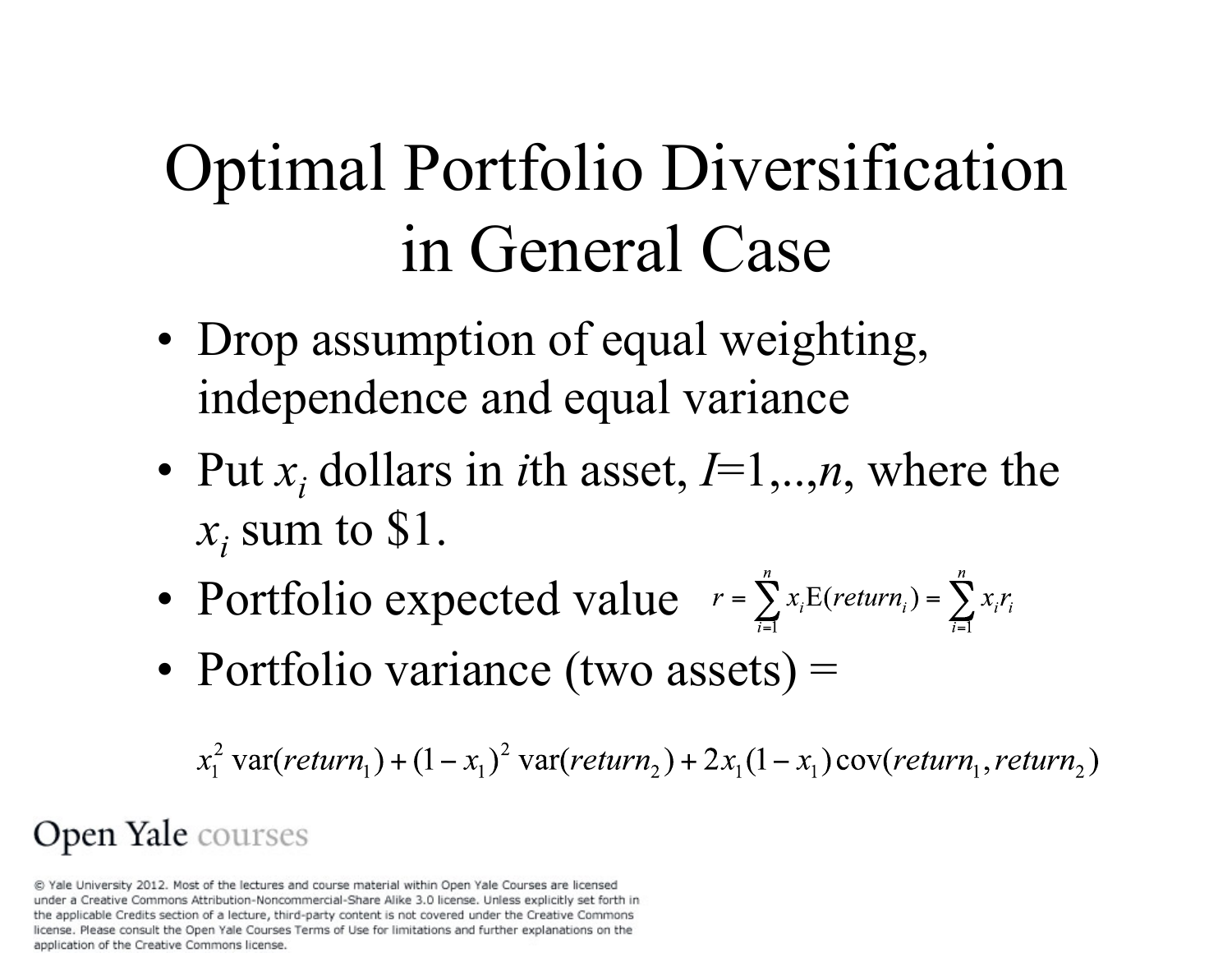# Optimal Portfolio Diversification in General Case

- Drop assumption of equal weighting, independence and equal variance
- Put $x_i$ dollars in $i$th asset, $I$=1,..,$n$, where the $x_i$ sum to \$1.
- Portfolio expected value $r = \sum_{i=1}^{n} x_i \mathrm{E}(return_i) = \sum_{i=1}^{n} x_i r_i$
- Portfolio variance (two assets) =

$$x_1^2 \operatorname{var}(return_1) + (1 - x_1)^2 \operatorname{var}(return_2) + 2x_1(1 - x_1)\operatorname{cov}(return_1, return_2)$$

Open Yale courses

© Yale University 2012. Most of the lectures and course material within Open Yale Courses are licensed under a Creative Commons Attribution-Noncommercial-Share Alike 3.0 license. Unless explicitly set forth in the applicable Credits section of a lecture, third-party content is not covered under the Creative Commons license. Please consult the Open Yale Courses Terms of Use for limitations and further explanations on the application of the Creative Commons license.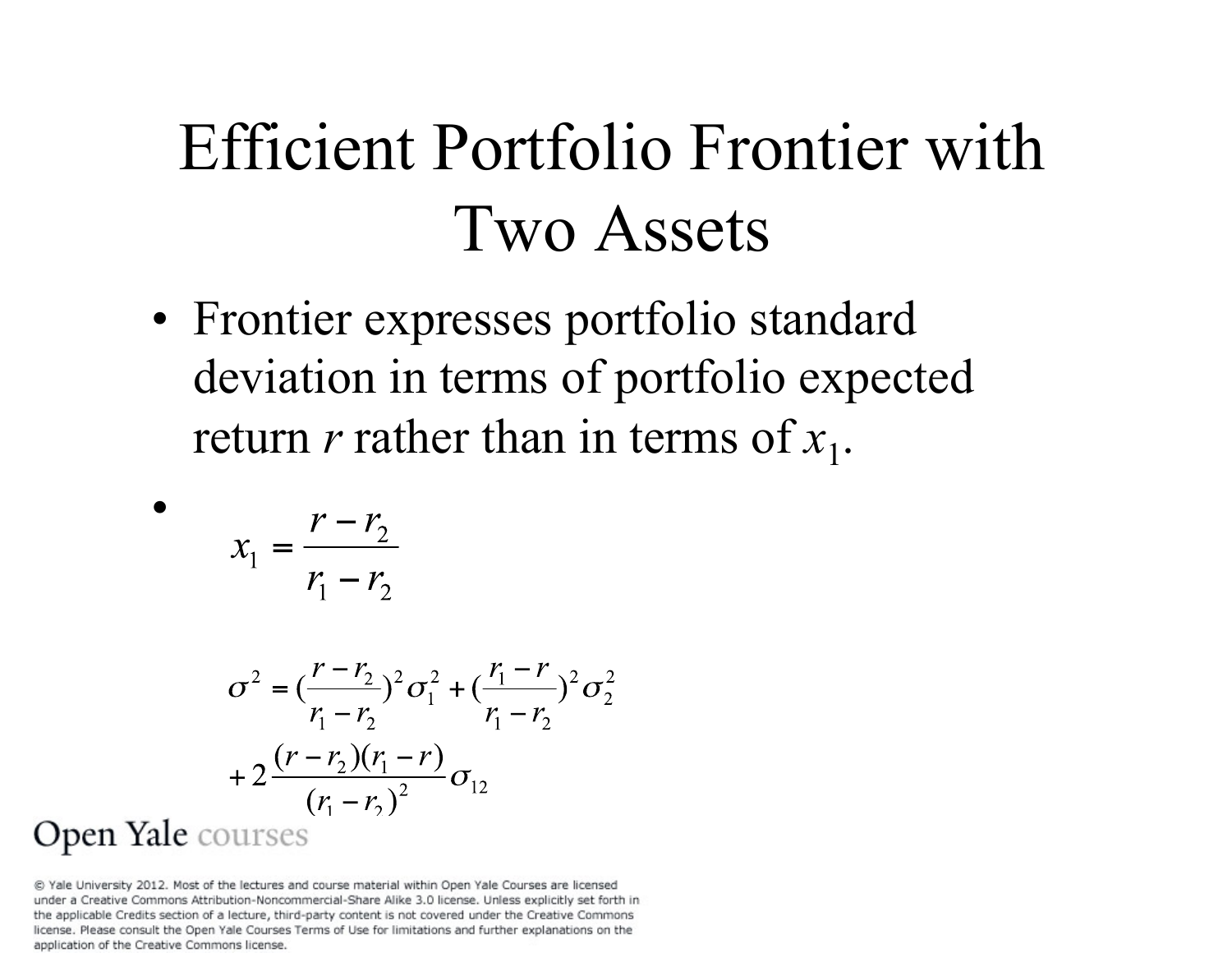# Efficient Portfolio Frontier with Two Assets

- Frontier expresses portfolio standard deviation in terms of portfolio expected return $r$ rather than in terms of $x_1$.
- $$x_1 = \frac{r - r_2}{r_1 - r_2}$$

$$\sigma^2 = \left(\frac{r - r_2}{r_1 - r_2}\right)^2 \sigma_1^2 + \left(\frac{r_1 - r}{r_1 - r_2}\right)^2 \sigma_2^2 + 2\frac{(r - r_2)(r_1 - r)}{(r_1 - r_2)^2}\sigma_{12}$$

Open Yale courses

© Yale University 2012. Most of the lectures and course material within Open Yale Courses are licensed under a Creative Commons Attribution-Noncommercial-Share Alike 3.0 license. Unless explicitly set forth in the applicable Credits section of a lecture, third-party content is not covered under the Creative Commons license. Please consult the Open Yale Courses Terms of Use for limitations and further explanations on the application of the Creative Commons license.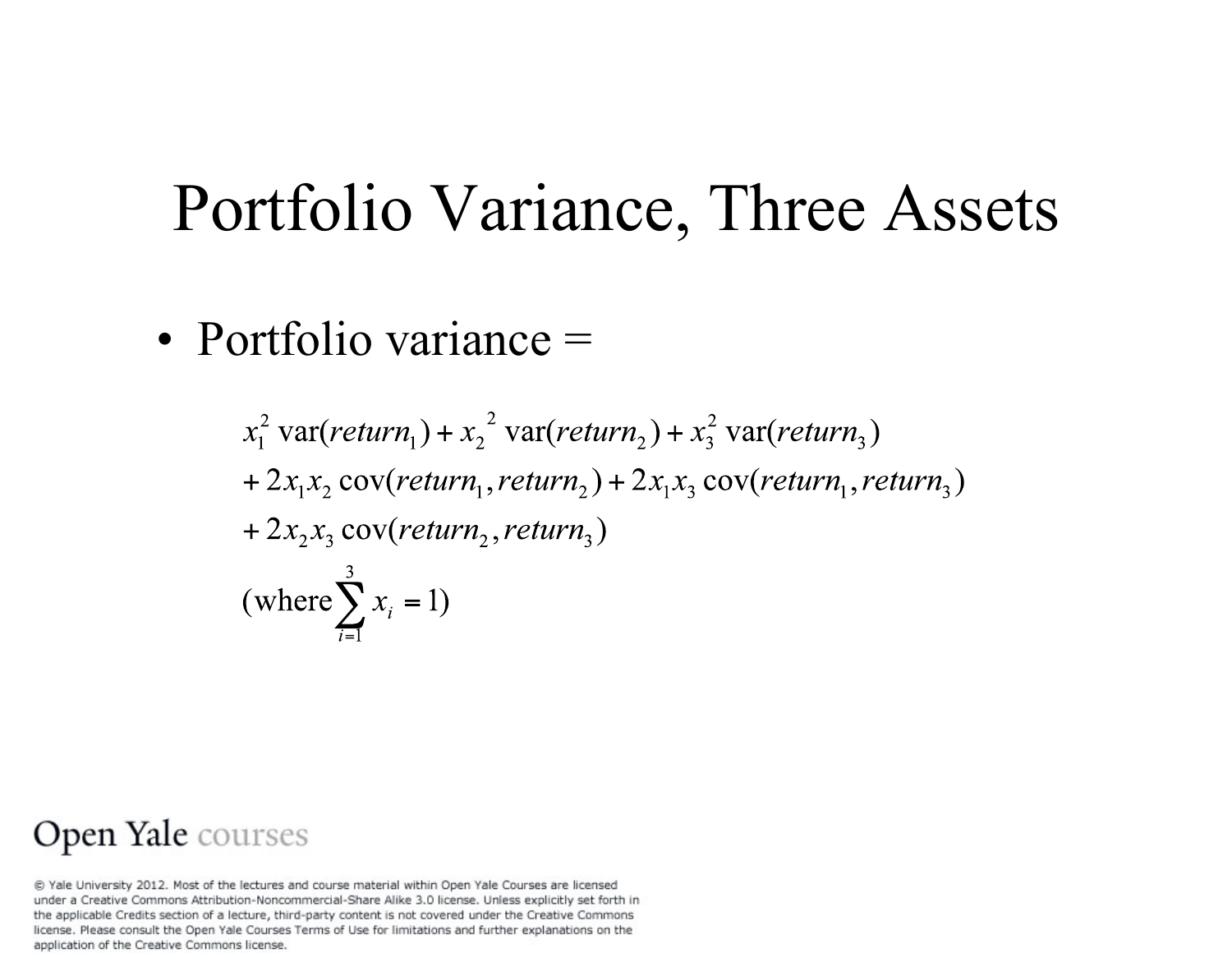# Portfolio Variance, Three Assets

- Portfolio variance =

$$
\begin{aligned}
& x_1^2 \operatorname{var}(return_1) + x_2^2 \operatorname{var}(return_2) + x_3^2 \operatorname{var}(return_3) \\
& + 2x_1x_2 \operatorname{cov}(return_1, return_2) + 2x_1x_3 \operatorname{cov}(return_1, return_3) \\
& + 2x_2x_3 \operatorname{cov}(return_2, return_3) \\
& (\text{where} \sum_{i=1}^{3} x_i = 1)
\end{aligned}
$$

Open Yale courses

© Yale University 2012. Most of the lectures and course material within Open Yale Courses are licensed under a Creative Commons Attribution-Noncommercial-Share Alike 3.0 license. Unless explicitly set forth in the applicable Credits section of a lecture, third-party content is not covered under the Creative Commons license. Please consult the Open Yale Courses Terms of Use for limitations and further explanations on the application of the Creative Commons license.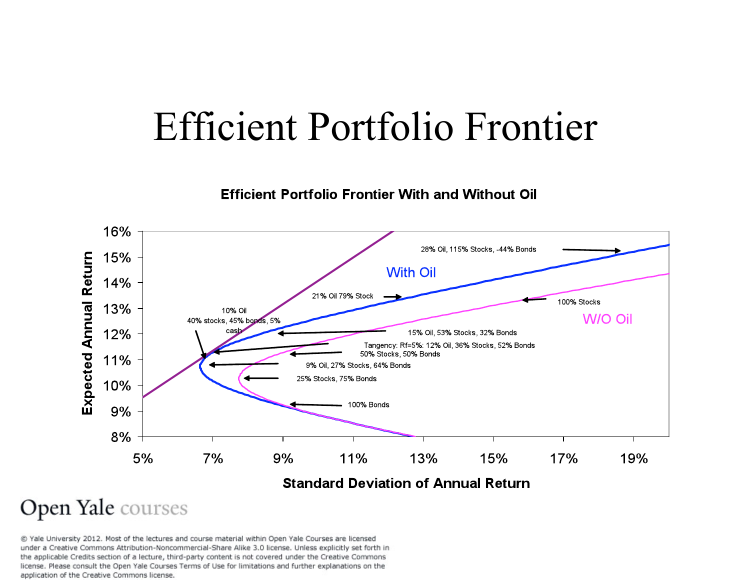# Efficient Portfolio Frontier

**Efficient Portfolio Frontier With and Without Oil**

Expected Annual Return

16%
15%
14%
13%
12%
11%
10%
9%
8%

5% 7% 9% 11% 13% 15% 17% 19%

Standard Deviation of Annual Return

With Oil

W/O Oil

28% Oil, 115% Stocks, -44% Bonds

21% Oil 79% Stock

10% Oil 40% stocks, 45% bonds, 5% cash

100% Stocks

15% Oil, 53% Stocks, 32% Bonds

Tangency: Rf=5%: 12% Oil, 36% Stocks, 52% Bonds

50% Stocks, 50% Bonds

9% Oil, 27% Stocks, 64% Bonds

25% Stocks, 75% Bonds

100% Bonds

Open Yale courses

© Yale University 2012. Most of the lectures and course material within Open Yale Courses are licensed under a Creative Commons Attribution-Noncommercial-Share Alike 3.0 license. Unless explicitly set forth in the applicable Credits section of a lecture, third-party content is not covered under the Creative Commons license. Please consult the Open Yale Courses Terms of Use for limitations and further explanations on the application of the Creative Commons license.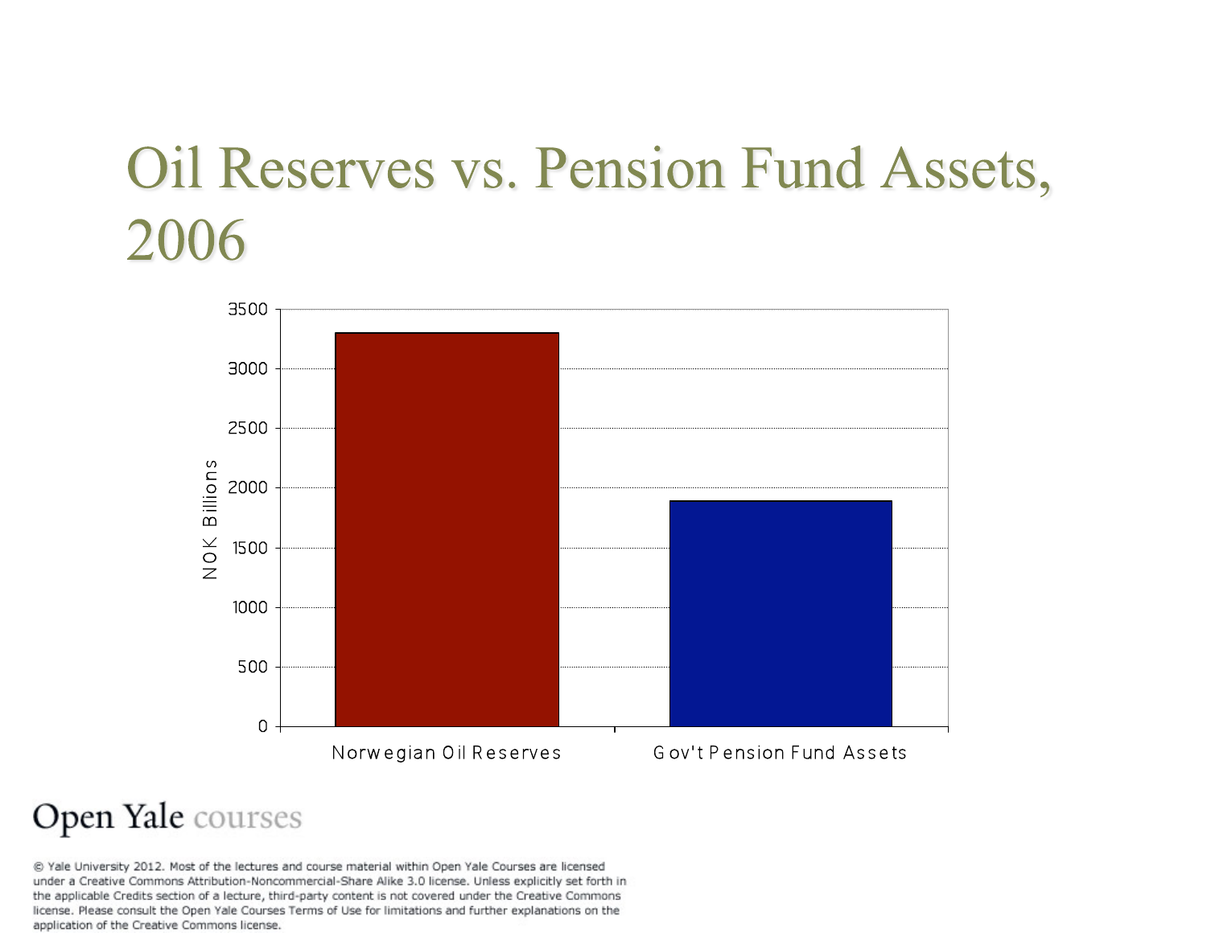# Oil Reserves vs. Pension Fund Assets, 2006

NOK Billions

| | Norwegian Oil Reserves | Gov't Pension Fund Assets |
|---|---|---|
| NOK Billions | ~3300 | ~1900 |

Open Yale courses

© Yale University 2012. Most of the lectures and course material within Open Yale Courses are licensed under a Creative Commons Attribution-Noncommercial-Share Alike 3.0 license. Unless explicitly set forth in the applicable Credits section of a lecture, third-party content is not covered under the Creative Commons license. Please consult the Open Yale Courses Terms of Use for limitations and further explanations on the application of the Creative Commons license.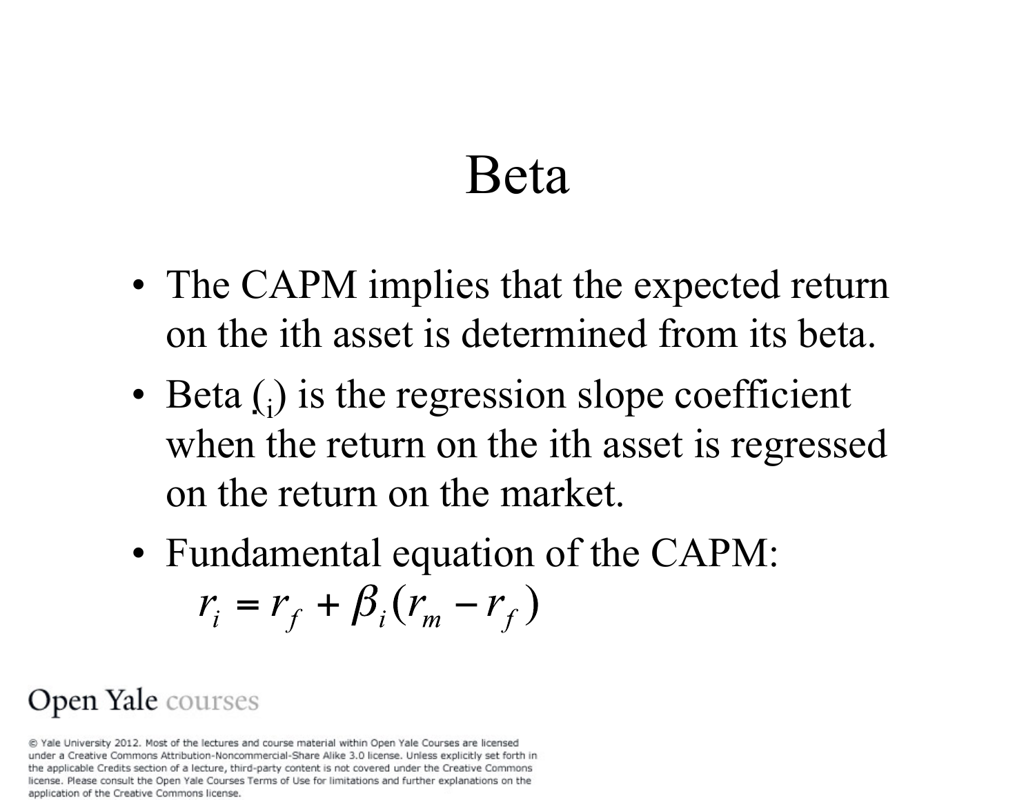# Beta

- The CAPM implies that the expected return on the ith asset is determined from its beta.
- Beta ($\beta_i$) is the regression slope coefficient when the return on the ith asset is regressed on the return on the market.
- Fundamental equation of the CAPM:

$$r_i = r_f + \beta_i (r_m - r_f)$$

Open Yale courses

© Yale University 2012. Most of the lectures and course material within Open Yale Courses are licensed under a Creative Commons Attribution-Noncommercial-Share Alike 3.0 license. Unless explicitly set forth in the applicable Credits section of a lecture, third-party content is not covered under the Creative Commons license. Please consult the Open Yale Courses Terms of Use for limitations and further explanations on the application of the Creative Commons license.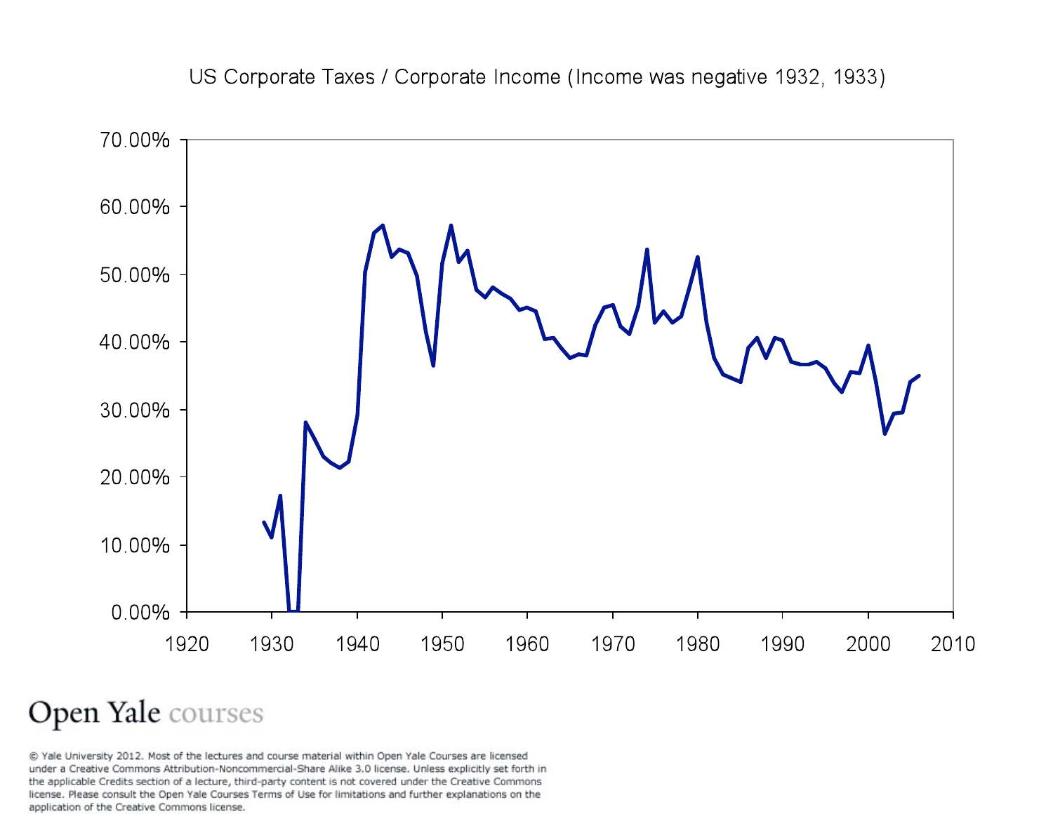US Corporate Taxes / Corporate Income (Income was negative 1932, 1933)

Open Yale courses

© Yale University 2012. Most of the lectures and course material within Open Yale Courses are licensed under a Creative Commons Attribution-Noncommercial-Share Alike 3.0 license. Unless explicitly set forth in the applicable Credits section of a lecture, third-party content is not covered under the Creative Commons license. Please consult the Open Yale Courses Terms of Use for limitations and further explanations on the application of the Creative Commons license.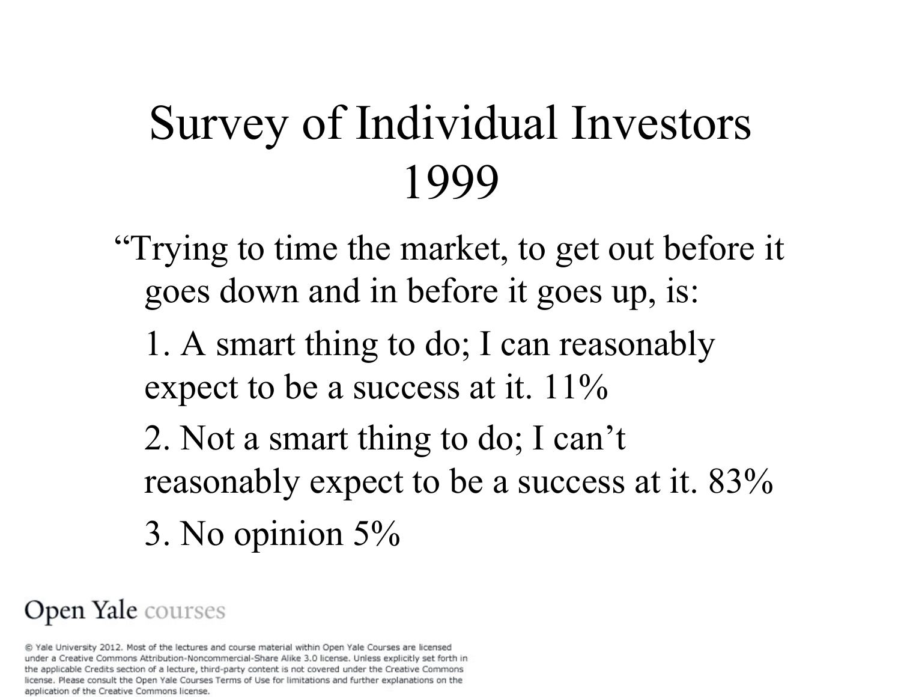# Survey of Individual Investors 1999

"Trying to time the market, to get out before it goes down and in before it goes up, is:

1. A smart thing to do; I can reasonably expect to be a success at it. 11%
2. Not a smart thing to do; I can't reasonably expect to be a success at it. 83%
3. No opinion 5%

Open Yale courses

© Yale University 2012. Most of the lectures and course material within Open Yale Courses are licensed under a Creative Commons Attribution-Noncommercial-Share Alike 3.0 license. Unless explicitly set forth in the applicable Credits section of a lecture, third-party content is not covered under the Creative Commons license. Please consult the Open Yale Courses Terms of Use for limitations and further explanations on the application of the Creative Commons license.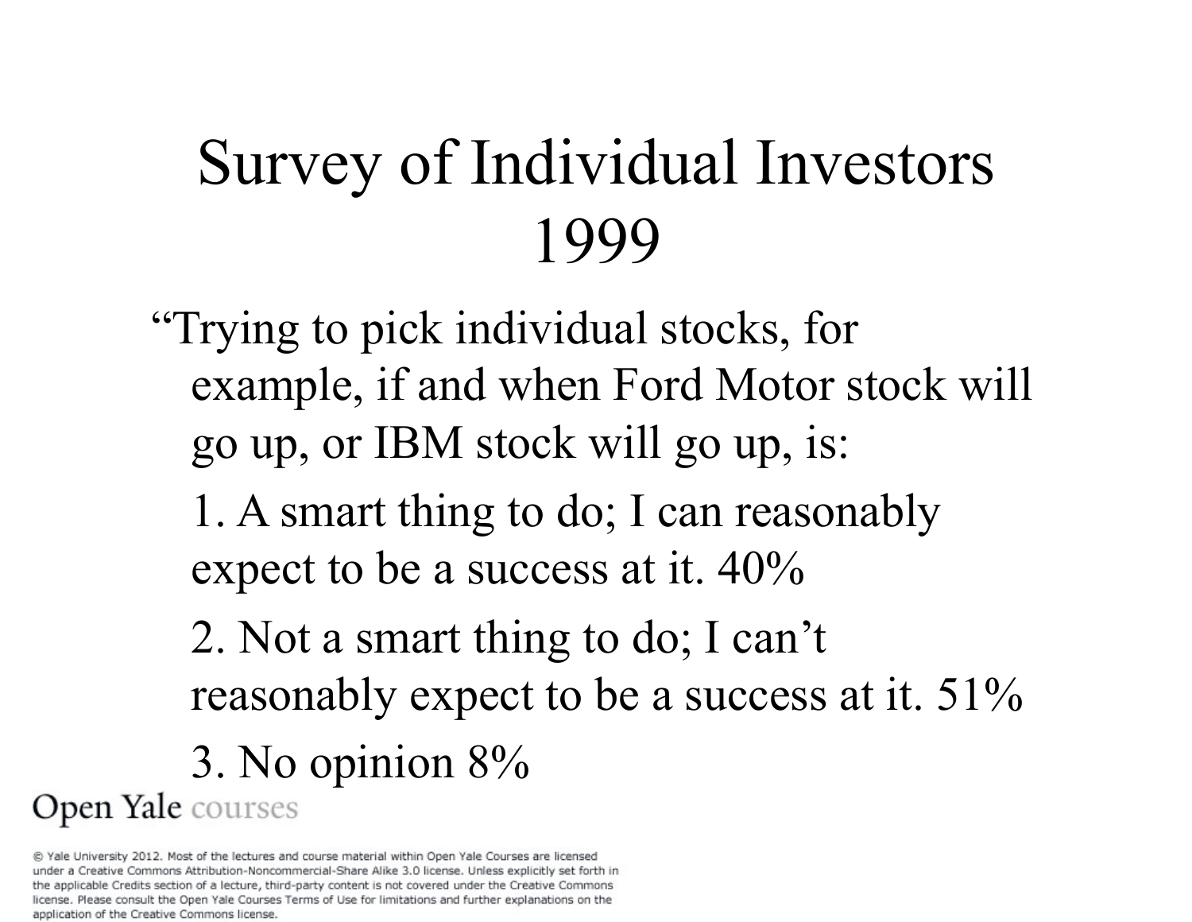# Survey of Individual Investors 1999

"Trying to pick individual stocks, for example, if and when Ford Motor stock will go up, or IBM stock will go up, is:

1. A smart thing to do; I can reasonably expect to be a success at it. 40%
2. Not a smart thing to do; I can't reasonably expect to be a success at it. 51%
3. No opinion 8%

Open Yale courses

© Yale University 2012. Most of the lectures and course material within Open Yale Courses are licensed under a Creative Commons Attribution-Noncommercial-Share Alike 3.0 license. Unless explicitly set forth in the applicable Credits section of a lecture, third-party content is not covered under the Creative Commons license. Please consult the Open Yale Courses Terms of Use for limitations and further explanations on the application of the Creative Commons license.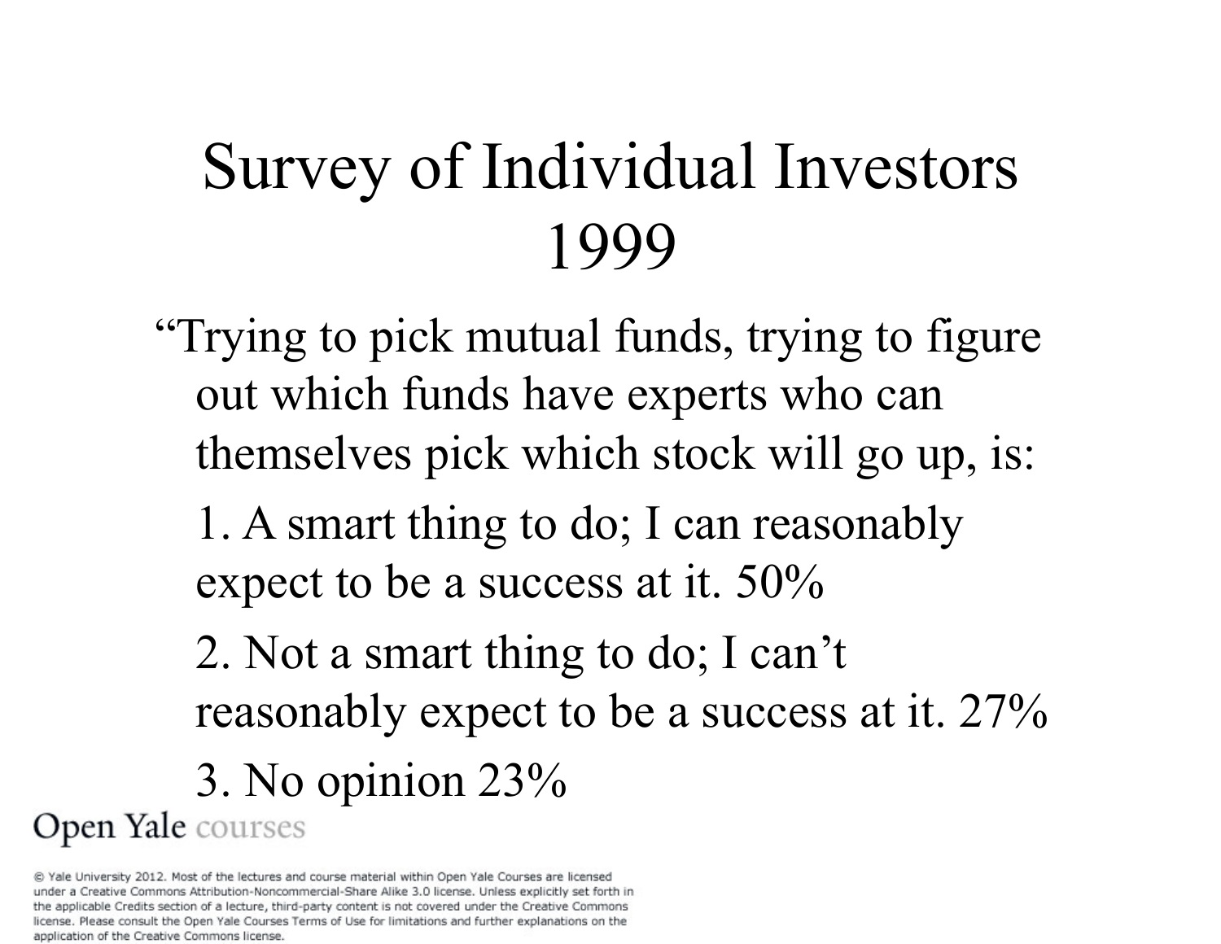# Survey of Individual Investors 1999

"Trying to pick mutual funds, trying to figure out which funds have experts who can themselves pick which stock will go up, is:

1. A smart thing to do; I can reasonably expect to be a success at it. 50%
2. Not a smart thing to do; I can't reasonably expect to be a success at it. 27%
3. No opinion 23%

Open Yale courses

© Yale University 2012. Most of the lectures and course material within Open Yale Courses are licensed under a Creative Commons Attribution-Noncommercial-Share Alike 3.0 license. Unless explicitly set forth in the applicable Credits section of a lecture, third-party content is not covered under the Creative Commons license. Please consult the Open Yale Courses Terms of Use for limitations and further explanations on the application of the Creative Commons license.